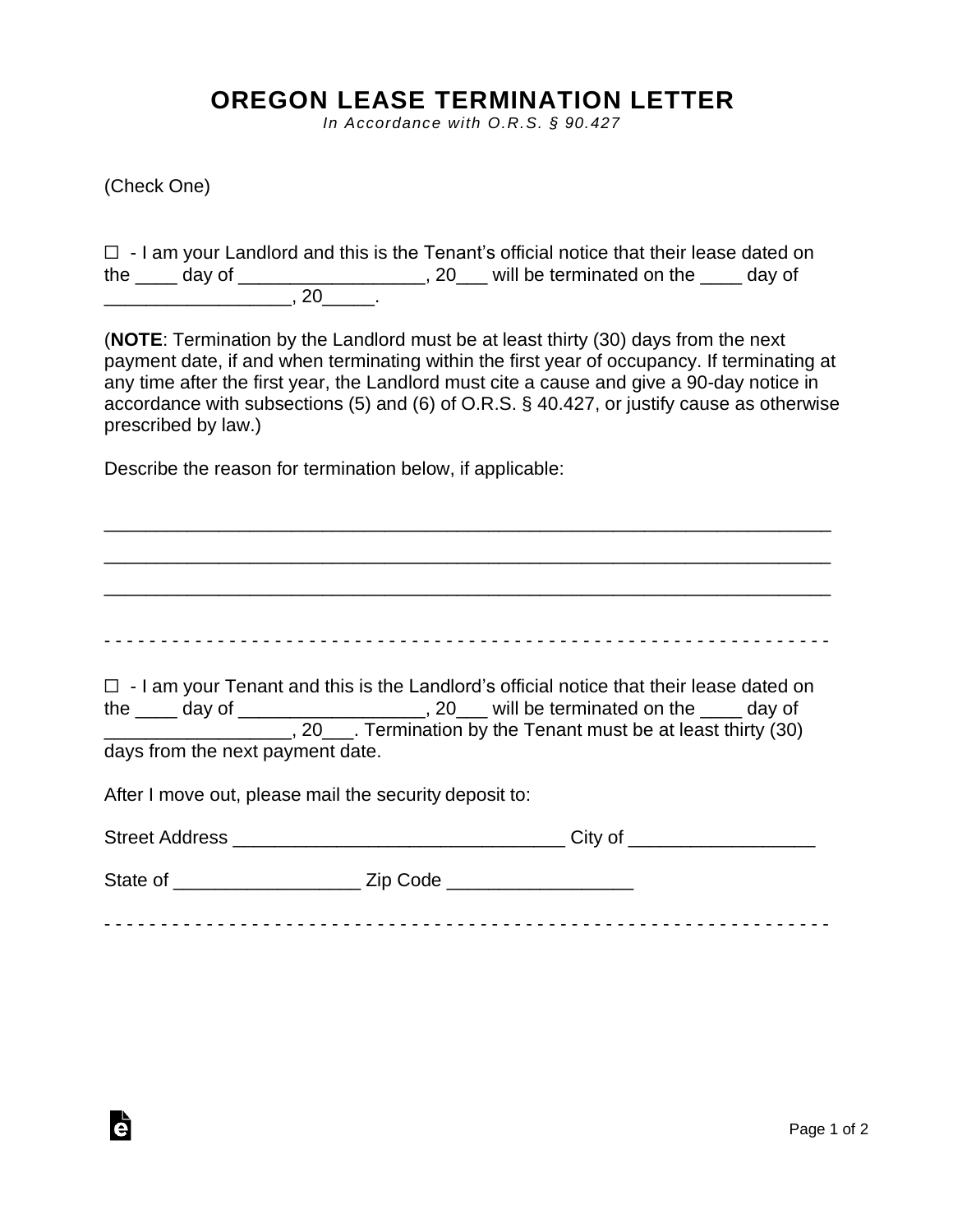# OREGON LEASE TERMINATION LETTER

*In Accordance with O.R.S. § 90.427*

(Check One)

☐ - I am your Landlord and this is the Tenant's official notice that their lease dated on the ____ day of _________________, 20___ will be terminated on the ____ day of _________________, 20_____.

(**NOTE**: Termination by the Landlord must be at least thirty (30) days from the next payment date, if and when terminating within the first year of occupancy. If terminating at any time after the first year, the Landlord must cite a cause and give a 90-day notice in accordance with subsections (5) and (6) of O.R.S. § 40.427, or justify cause as otherwise prescribed by law.)

Describe the reason for termination below, if applicable:

_________________________________________________________________

_________________________________________________________________

_________________________________________________________________

- - - - - - - - - - - - - - - - - - - - - - - - - - - - - - - - - - - - - - - - - - - - - - - - - - - - - - - - - - - - - - - -

☐ - I am your Tenant and this is the Landlord's official notice that their lease dated on the ____ day of _________________, 20___ will be terminated on the ____ day of _________________, 20___. Termination by the Tenant must be at least thirty (30) days from the next payment date.

After I move out, please mail the security deposit to:

Street Address _______________________________ City of _________________

State of _________________ Zip Code _________________

- - - - - - - - - - - - - - - - - - - - - - - - - - - - - - - - - - - - - - - - - - - - - - - - - - - - - - - - - - - - - - - -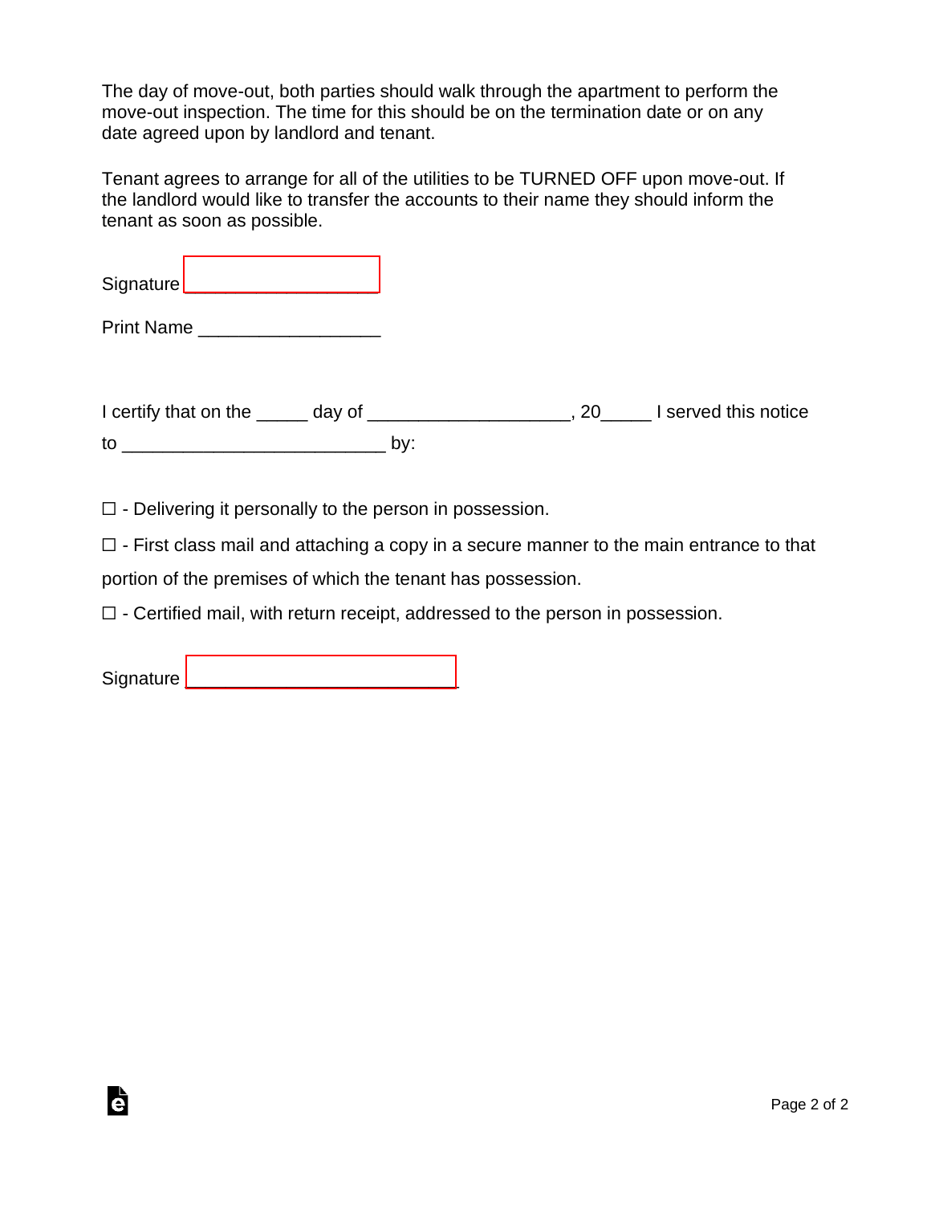The day of move-out, both parties should walk through the apartment to perform the move-out inspection. The time for this should be on the termination date or on any date agreed upon by landlord and tenant.

Tenant agrees to arrange for all of the utilities to be TURNED OFF upon move-out. If the landlord would like to transfer the accounts to their name they should inform the tenant as soon as possible.

Signature ___________________

Print Name __________________

I certify that on the _____ day of ___________________, 20_____ I served this notice to _________________________ by:

☐ - Delivering it personally to the person in possession.

☐ - First class mail and attaching a copy in a secure manner to the main entrance to that portion of the premises of which the tenant has possession.

☐ - Certified mail, with return receipt, addressed to the person in possession.

Signature __________________________